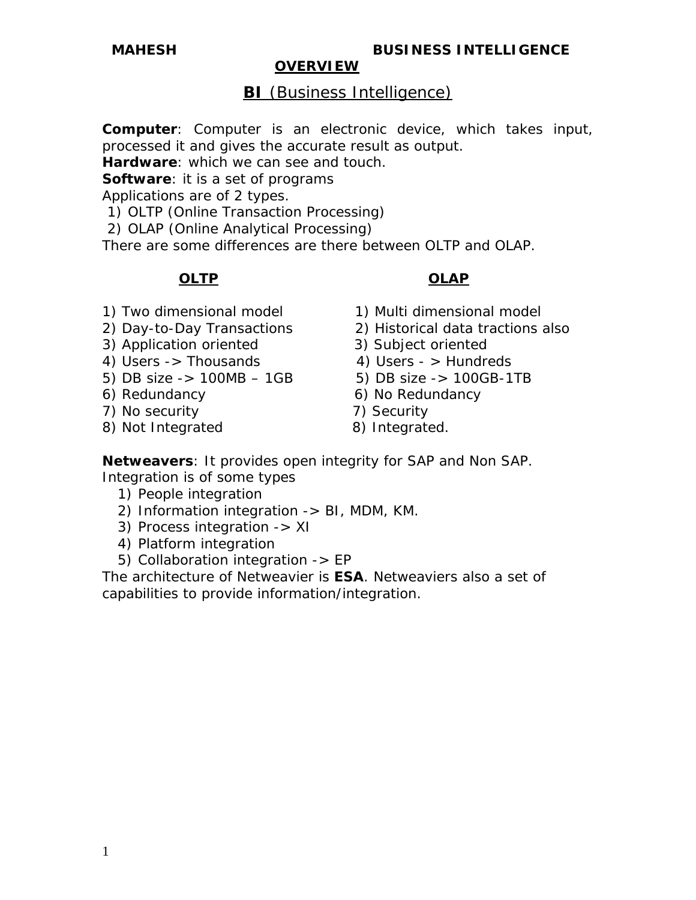# OVERVIEW

## BI (Business Intelligence)

**Computer**: Computer is an electronic device, which takes input, processed it and gives the accurate result as output.
**Hardware**: which we can see and touch.
**Software**: it is a set of programs
Applications are of 2 types.
1) OLTP (Online Transaction Processing)
2) OLAP (Online Analytical Processing)
There are some differences are there between OLTP and OLAP.

| OLTP | OLAP |
|---|---|
| 1) Two dimensional model | 1) Multi dimensional model |
| 2) Day-to-Day Transactions | 2) Historical data tractions also |
| 3) Application oriented | 3) Subject oriented |
| 4) Users -> Thousands | 4) Users - > Hundreds |
| 5) DB size -> 100MB – 1GB | 5) DB size -> 100GB-1TB |
| 6) Redundancy | 6) No Redundancy |
| 7) No security | 7) Security |
| 8) Not Integrated | 8) Integrated. |

**Netweavers**: It provides open integrity for SAP and Non SAP.
Integration is of some types

1) People integration
2) Information integration -> BI, MDM, KM.
3) Process integration -> XI
4) Platform integration
5) Collaboration integration -> EP

The architecture of Netweavier is **ESA**. Netweaviers also a set of capabilities to provide information/integration.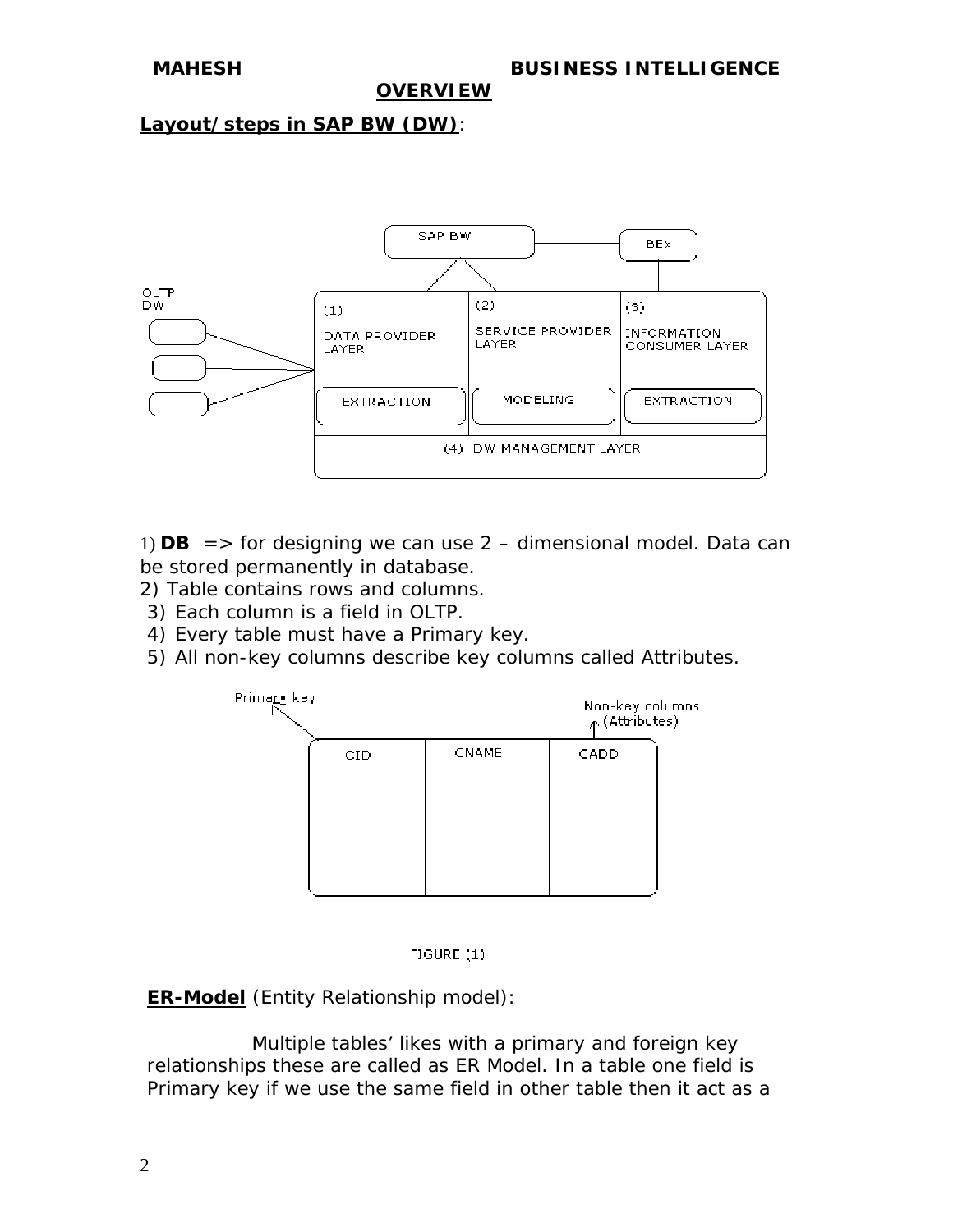## OVERVIEW

**Layout/steps in SAP BW (DW)**:

SAP BW — BEx

OLTP DW

(1) DATA PROVIDER LAYER — EXTRACTION

(2) SERVICE PROVIDER LAYER — MODELING

(3) INFORMATION CONSUMER LAYER — EXTRACTION

(4) DW MANAGEMENT LAYER

1) **DB** => for designing we can use 2 – dimensional model. Data can be stored permanently in database.
2) Table contains rows and columns.
3) Each column is a field in OLTP.
4) Every table must have a Primary key.
5) All non-key columns describe key columns called Attributes.

Primary key — Non-key columns (Attributes)

| CID | CNAME | CADD |
|---|---|---|
| | | |

FIGURE (1)

**ER-Model** (Entity Relationship model):

Multiple tables' likes with a primary and foreign key relationships these are called as ER Model. In a table one field is Primary key if we use the same field in other table then it act as a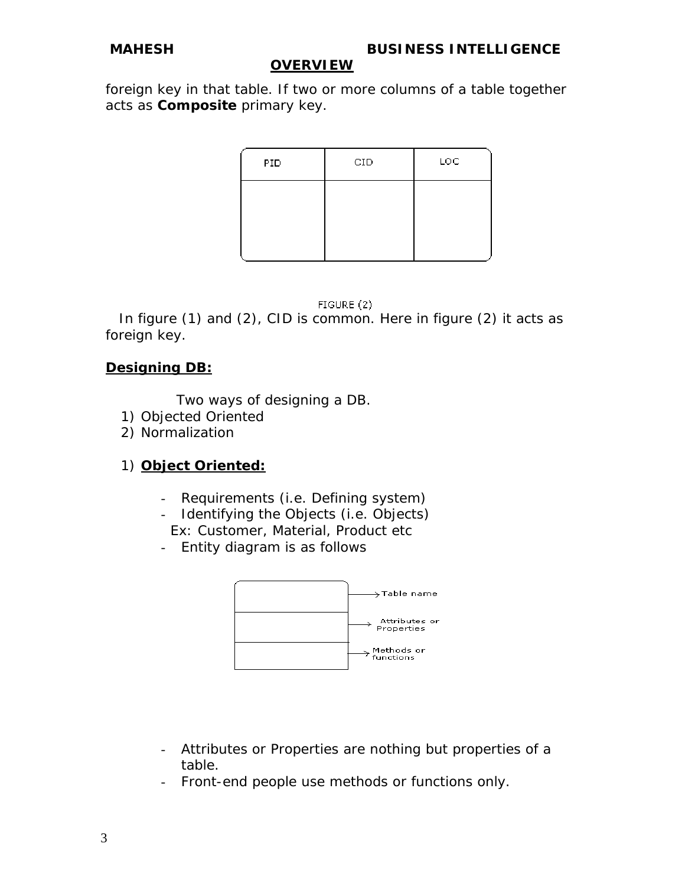foreign key in that table. If two or more columns of a table together acts as **Composite** primary key.

| PID | CID | LOC |
|---|---|---|
| | | |

FIGURE (2)

In figure (1) and (2), CID is common. Here in figure (2) it acts as foreign key.

## Designing DB:

Two ways of designing a DB.

1) Objected Oriented
2) Normalization

### 1) Object Oriented:

- Requirements (i.e. Defining system)
- Identifying the Objects (i.e. Objects)
  Ex: Customer, Material, Product etc
- Entity diagram is as follows

| |
|---|
| → Table name |
| → Attributes or Properties |
| → Methods or functions |

- Attributes or Properties are nothing but properties of a table.
- Front-end people use methods or functions only.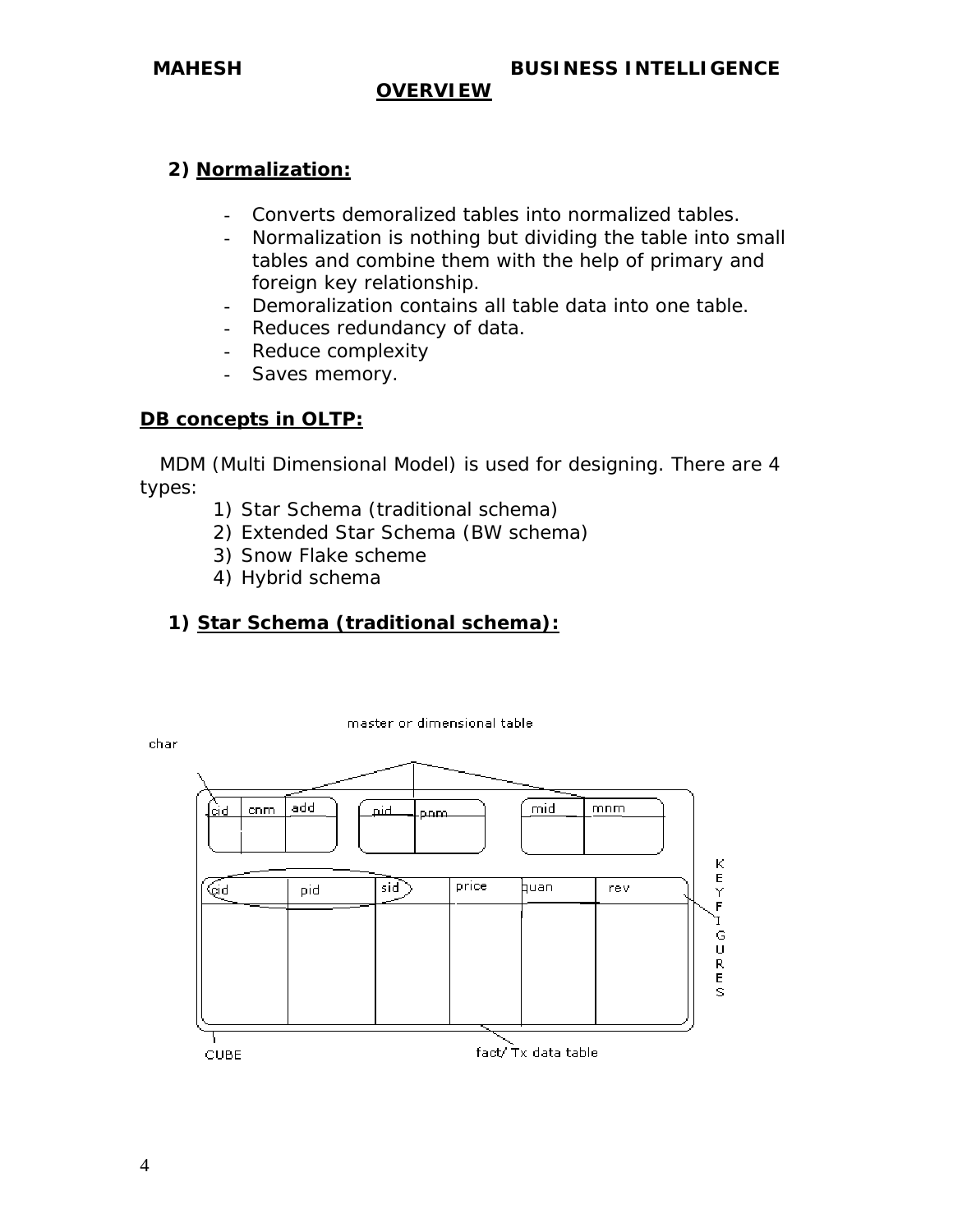2) **Normalization:**

- Converts demoralized tables into normalized tables.
- Normalization is nothing but dividing the table into small tables and combine them with the help of primary and foreign key relationship.
- Demoralization contains all table data into one table.
- Reduces redundancy of data.
- Reduce complexity
- Saves memory.

**DB concepts in OLTP:**

MDM (Multi Dimensional Model) is used for designing. There are 4 types:

1) Star Schema (traditional schema)
2) Extended Star Schema (BW schema)
3) Snow Flake scheme
4) Hybrid schema

1) **Star Schema (traditional schema):**

master or dimensional table

char

| cid | cnm | add |
|---|---|---|
| | | |

| pid | pnm |
|---|---|
| | |

| mid | mnm |
|---|---|
| | |

| cid | pid | sid | price | quan | rev |
|---|---|---|---|---|---|
| | | | | | |

KEY FIGURES

CUBE

fact/ Tx data table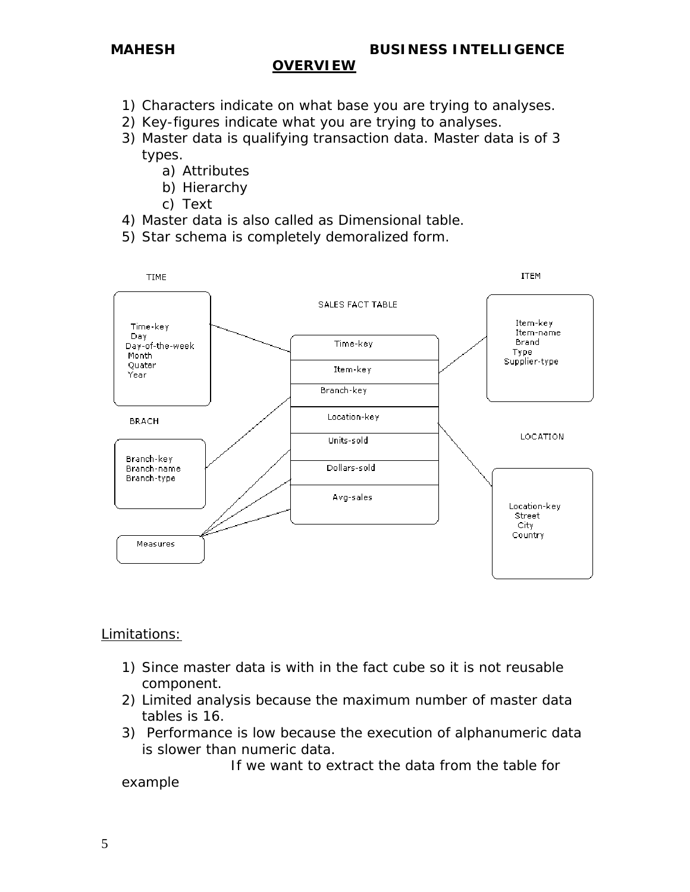## OVERVIEW

1) Characters indicate on what base you are trying to analyses.
2) Key-figures indicate what you are trying to analyses.
3) Master data is qualifying transaction data. Master data is of 3 types.
   a) Attributes
   b) Hierarchy
   c) Text
4) Master data is also called as Dimensional table.
5) Star schema is completely demoralized form.

TIME
- Time-key
- Day
- Day-of-the-week
- Month
- Quater
- Year

SALES FACT TABLE
- Time-key
- Item-key
- Branch-key
- Location-key
- Units-sold
- Dollars-sold
- Avg-sales

ITEM
- Item-key
- Item-name
- Brand
- Type
- Supplier-type

BRACH
- Branch-key
- Branch-name
- Branch-type

LOCATION
- Location-key
- Street
- City
- Country

Measures

Limitations:

1) Since master data is with in the fact cube so it is not reusable component.
2) Limited analysis because the maximum number of master data tables is 16.
3) Performance is low because the execution of alphanumeric data is slower than numeric data.

If we want to extract the data from the table for example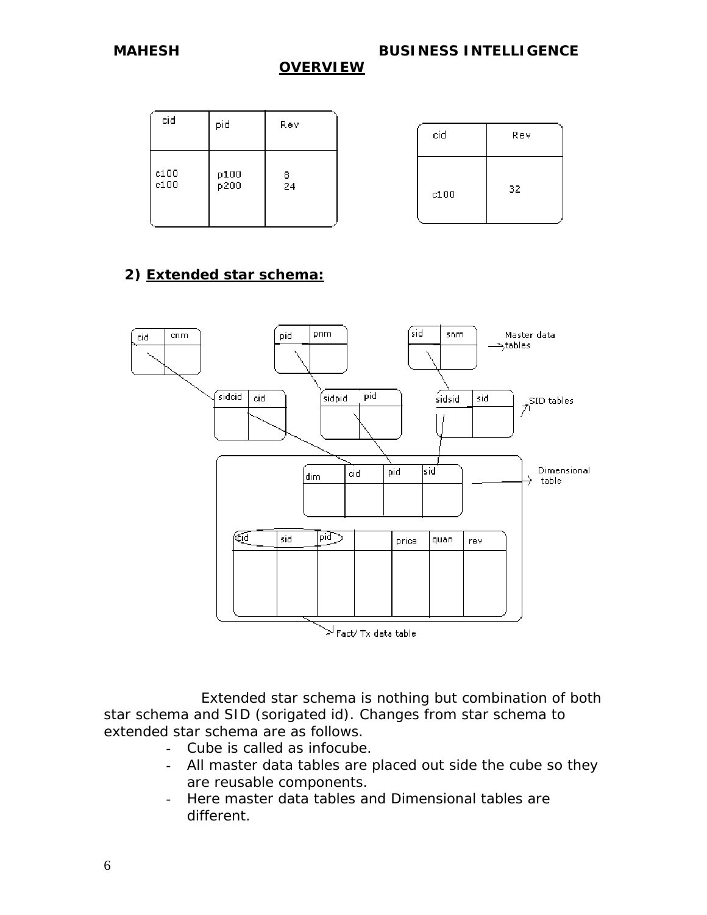| cid | pid | Rev |
|---|---|---|
| c100<br>c100 | p100<br>p200 | 8<br>24 |

| cid | Rev |
|---|---|
| c100 | 32 |

## 2) Extended star schema:

Master data tables:

| cid | cnm |
|---|---|
| | |

| pid | pnm |
|---|---|
| | |

| sid | snm |
|---|---|
| | |

SID tables:

| sidcid | cid |
|---|---|
| | |

| sidpid | pid |
|---|---|
| | |

| sidsid | sid |
|---|---|
| | |

Dimensional table:

| dim | cid | pid | sid |
|---|---|---|---|
| | | | |

Fact/ Tx data table:

| cid | sid | pid | | price | quan | rev |
|---|---|---|---|---|---|---|
| | | | | | | |

Extended star schema is nothing but combination of both star schema and SID (sorigated id). Changes from star schema to extended star schema are as follows.

- Cube is called as infocube.
- All master data tables are placed out side the cube so they are reusable components.
- Here master data tables and Dimensional tables are different.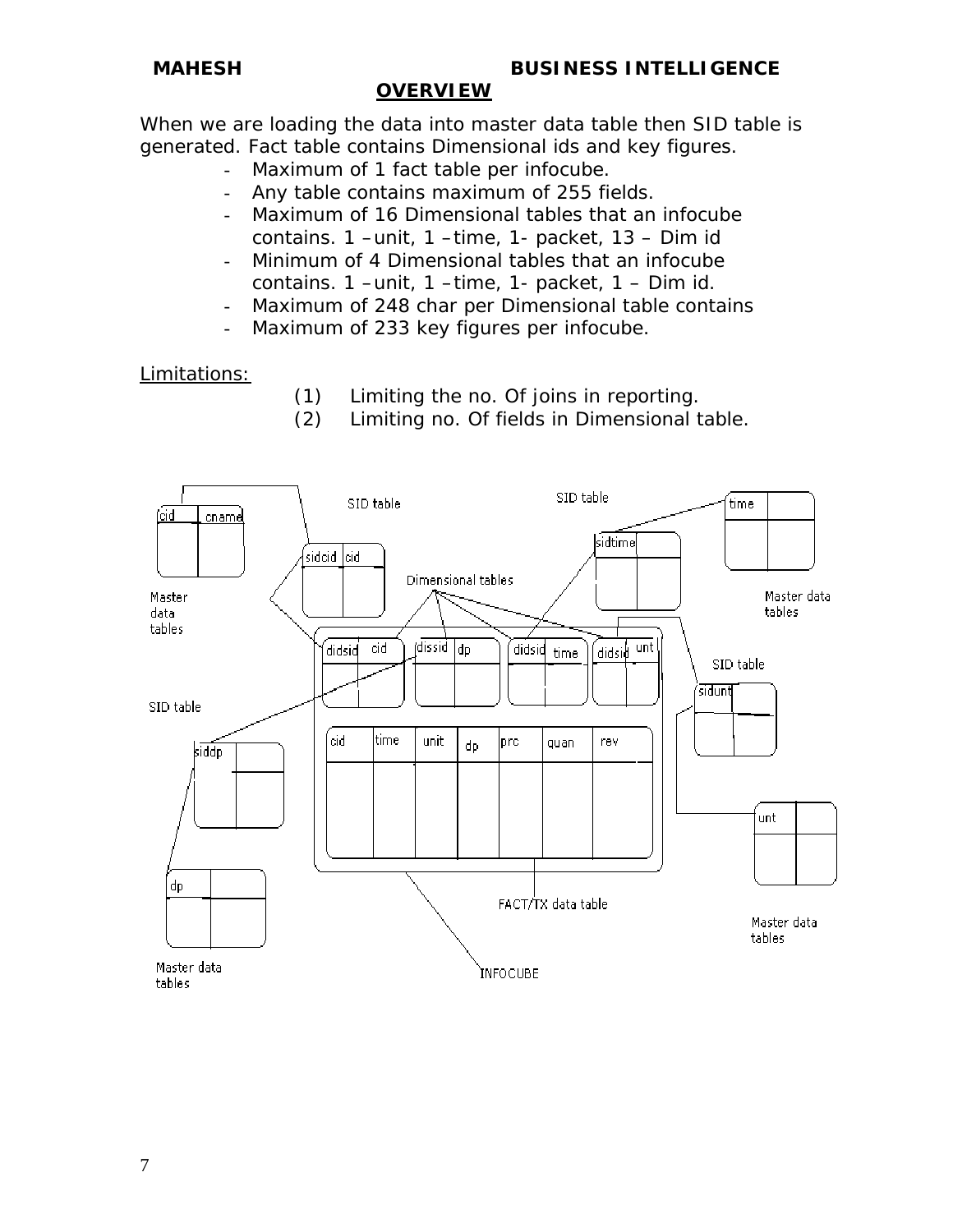## OVERVIEW

When we are loading the data into master data table then SID table is generated. Fact table contains Dimensional ids and key figures.

- Maximum of 1 fact table per infocube.
- Any table contains maximum of 255 fields.
- Maximum of 16 Dimensional tables that an infocube contains. 1 –unit, 1 –time, 1- packet, 13 – Dim id
- Minimum of 4 Dimensional tables that an infocube contains. 1 –unit, 1 –time, 1- packet, 1 – Dim id.
- Maximum of 248 char per Dimensional table contains
- Maximum of 233 key figures per infocube.

Limitations:

(1) Limiting the no. Of joins in reporting.

(2) Limiting no. Of fields in Dimensional table.

SID table | SID table | time | Master data tables | cid | cname | Master data tables | sidcid | cid | sidtime | Dimensional tables | didsid | cid | dissid | dp | didsid | time | didsid | unt | SID table | sidunt | SID table | siddp | cid | time | unit | dp | prc | quan | rev | unt | dp | FACT/TX data table | Master data tables | Master data tables | INFOCUBE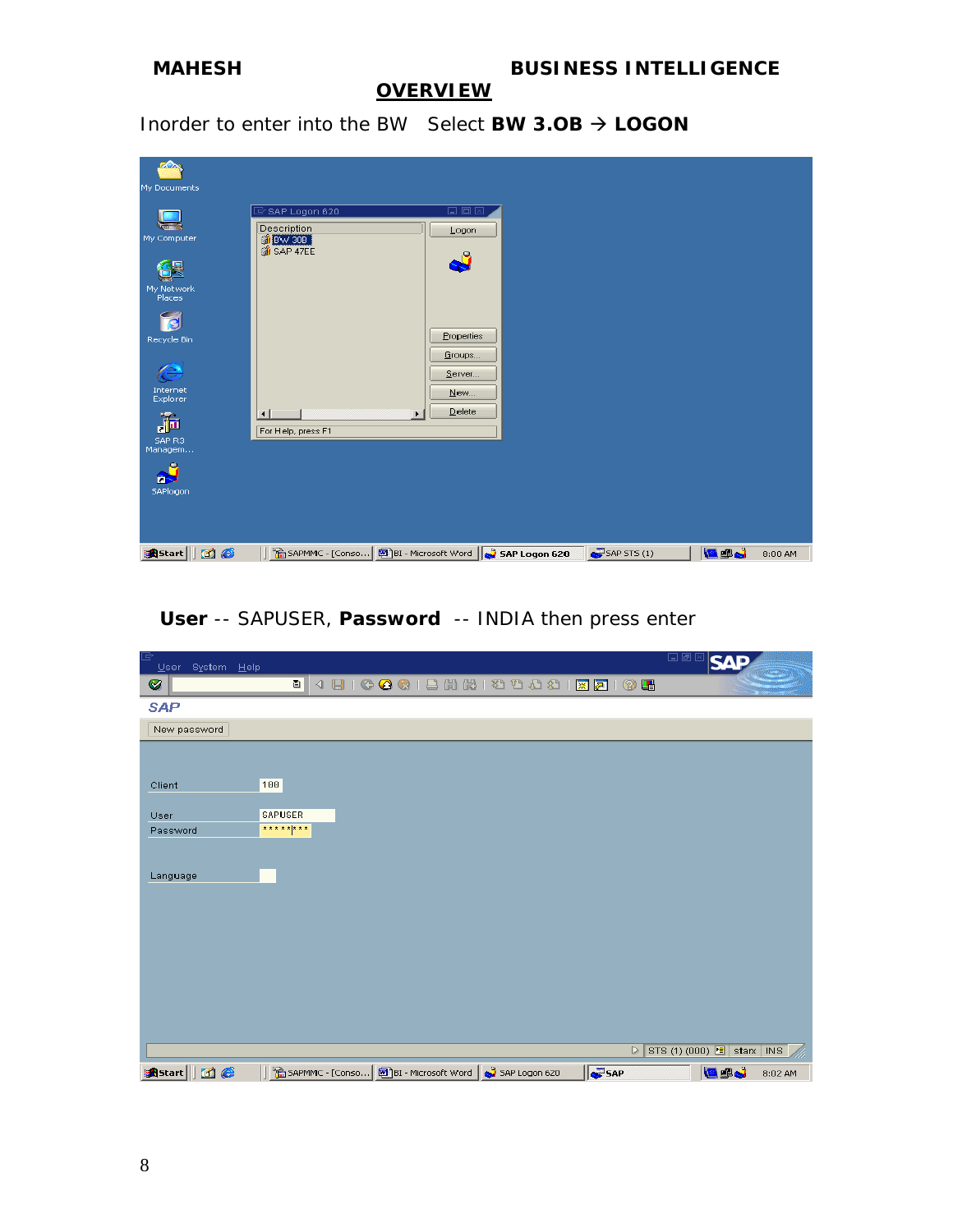## OVERVIEW

Inorder to enter into the BW Select **BW 3.OB → LOGON**

**User** -- SAPUSER, **Password** -- INDIA then press enter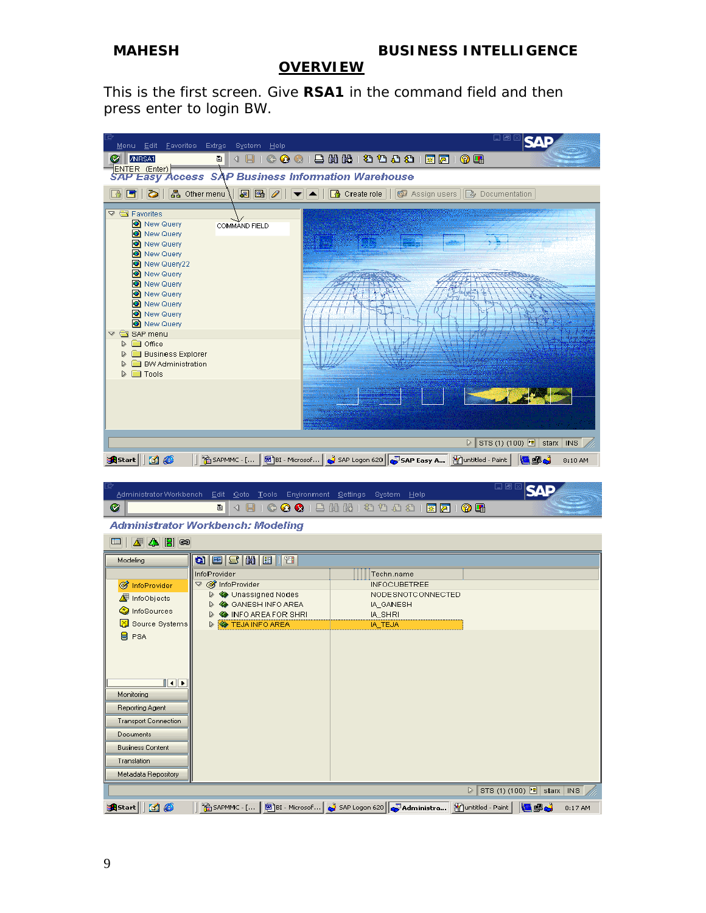## OVERVIEW

This is the first screen. Give **RSA1** in the command field and then press enter to login BW.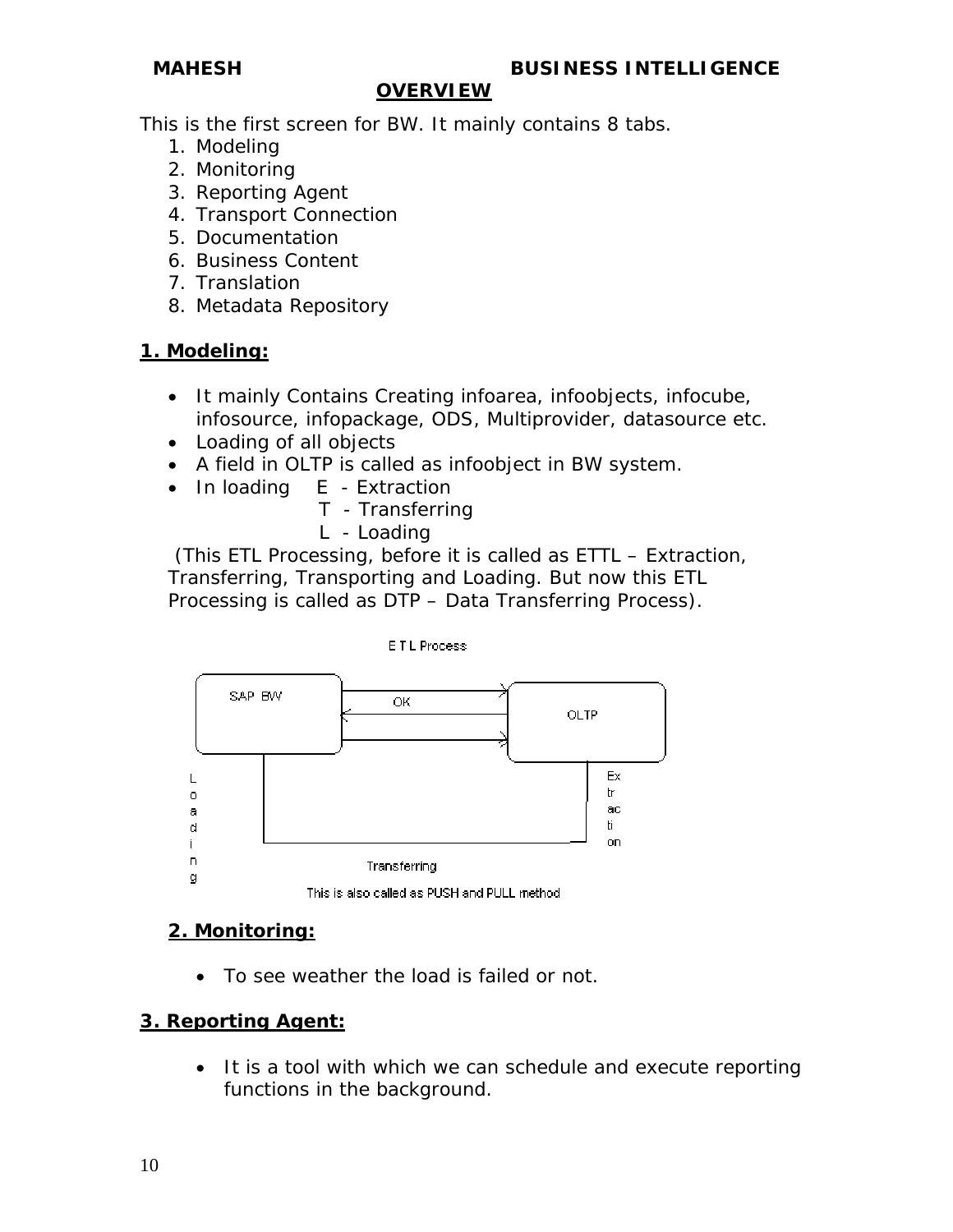## OVERVIEW

This is the first screen for BW. It mainly contains 8 tabs.

1. Modeling
2. Monitoring
3. Reporting Agent
4. Transport Connection
5. Documentation
6. Business Content
7. Translation
8. Metadata Repository

### 1. Modeling:

- It mainly Contains Creating infoarea, infoobjects, infocube, infosource, infopackage, ODS, Multiprovider, datasource etc.
- Loading of all objects
- A field in OLTP is called as infoobject in BW system.
- In loading E - Extraction
  T - Transferring
  L - Loading

(This ETL Processing, before it is called as ETTL – Extraction, Transferring, Transporting and Loading. But now this ETL Processing is called as DTP – Data Transferring Process).

E T L Process

SAP BW — OK — OLTP

Extraction — Transferring — Loading

This is also called as PUSH and PULL method

### 2. Monitoring:

- To see weather the load is failed or not.

### 3. Reporting Agent:

- It is a tool with which we can schedule and execute reporting functions in the background.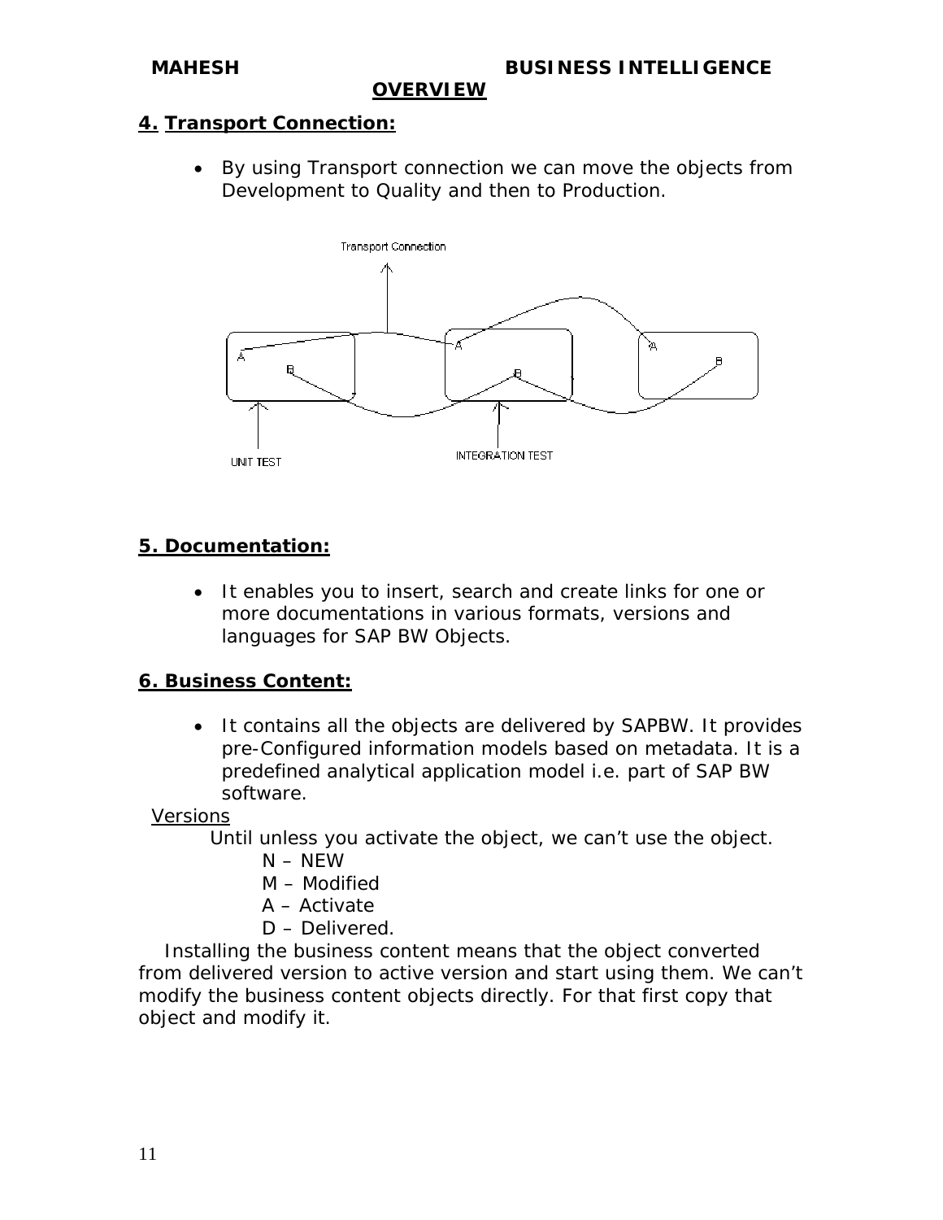## 4. Transport Connection:

- By using Transport connection we can move the objects from Development to Quality and then to Production.

Transport Connection

UNIT TEST

INTEGRATION TEST

## 5. Documentation:

- It enables you to insert, search and create links for one or more documentations in various formats, versions and languages for SAP BW Objects.

## 6. Business Content:

- It contains all the objects are delivered by SAPBW. It provides pre-Configured information models based on metadata. It is a predefined analytical application model i.e. part of SAP BW software.

Versions

Until unless you activate the object, we can't use the object.

N – NEW
M – Modified
A – Activate
D – Delivered.

Installing the business content means that the object converted from delivered version to active version and start using them. We can't modify the business content objects directly. For that first copy that object and modify it.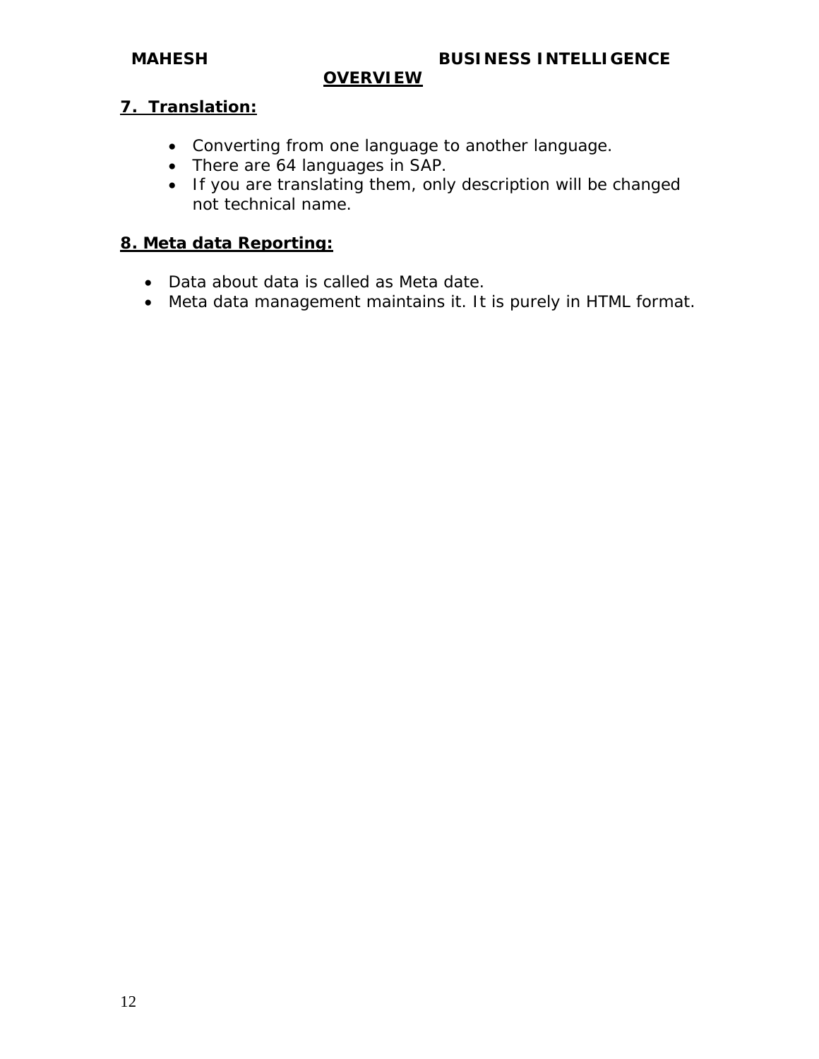## 7. Translation:

- Converting from one language to another language.
- There are 64 languages in SAP.
- If you are translating them, only description will be changed not technical name.

## 8. Meta data Reporting:

- Data about data is called as Meta date.
- Meta data management maintains it. It is purely in HTML format.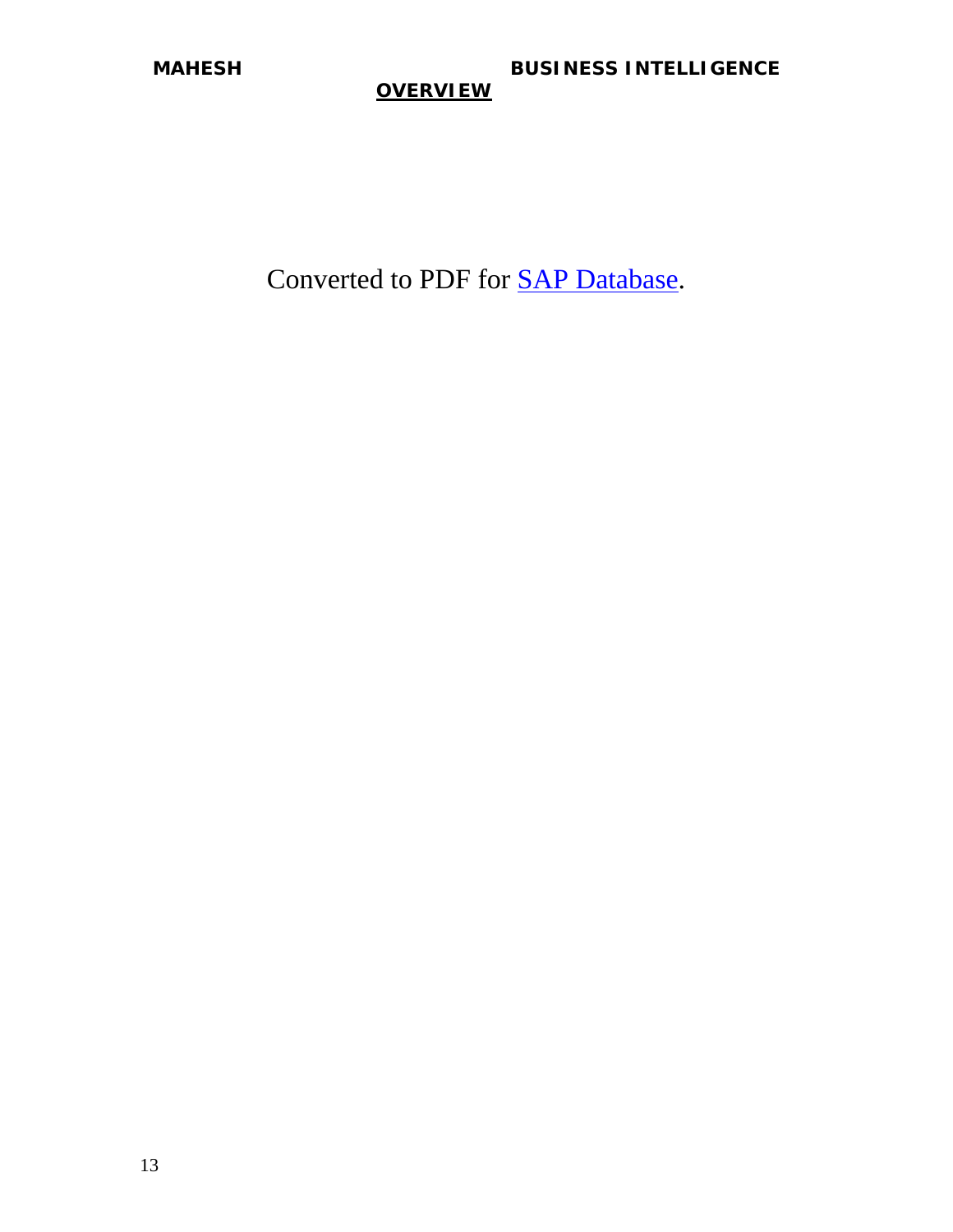Converted to PDF for [SAP Database](SAP Database).